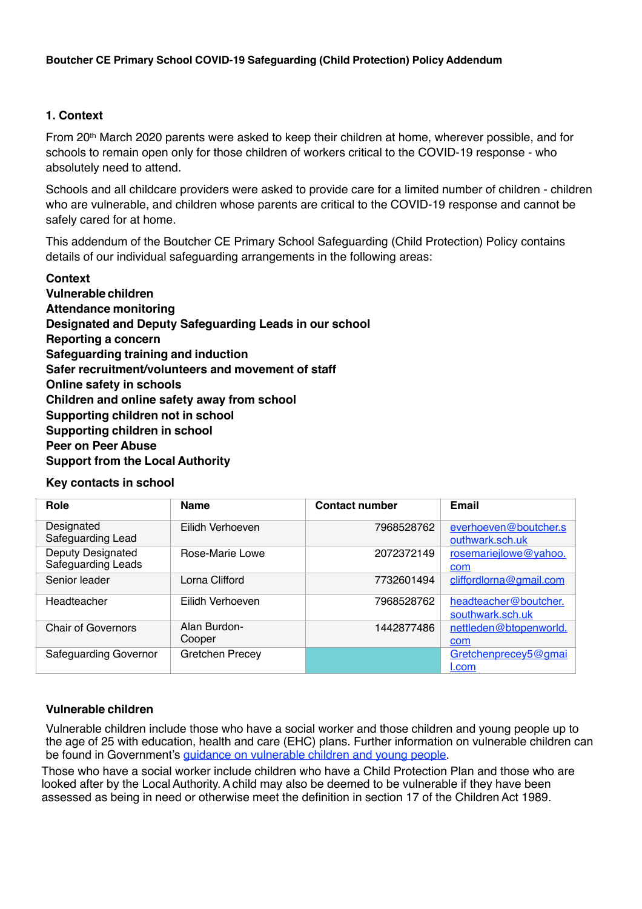**Boutcher CE Primary School COVID-19 Safeguarding (Child Protection) Policy Addendum**

## 1. Context

From 20th March 2020 parents were asked to keep their children at home, wherever possible, and for schools to remain open only for those children of workers critical to the COVID-19 response - who absolutely need to attend.

Schools and all childcare providers were asked to provide care for a limited number of children - children who are vulnerable, and children whose parents are critical to the COVID-19 response and cannot be safely cared for at home.

This addendum of the Boutcher CE Primary School Safeguarding (Child Protection) Policy contains details of our individual safeguarding arrangements in the following areas:

**Context**
**Vulnerable children**
**Attendance monitoring**
**Designated and Deputy Safeguarding Leads in our school**
**Reporting a concern**
**Safeguarding training and induction**
**Safer recruitment/volunteers and movement of staff**
**Online safety in schools**
**Children and online safety away from school**
**Supporting children not in school**
**Supporting children in school**
**Peer on Peer Abuse**
**Support from the Local Authority**

**Key contacts in school**

| Role | Name | Contact number | Email |
|---|---|---|---|
| Designated Safeguarding Lead | Eilidh Verhoeven | 7968528762 | everhoeven@boutcher.southwark.sch.uk |
| Deputy Designated Safeguarding Leads | Rose-Marie Lowe | 2072372149 | rosemariejlowe@yahoo.com |
| Senior leader | Lorna Clifford | 7732601494 | cliffordlorna@gmail.com |
| Headteacher | Eilidh Verhoeven | 7968528762 | headteacher@boutcher.southwark.sch.uk |
| Chair of Governors | Alan Burdon-Cooper | 1442877486 | nettleden@btopenworld.com |
| Safeguarding Governor | Gretchen Precey | | Gretchenprecey5@gmail.com |

## Vulnerable children

Vulnerable children include those who have a social worker and those children and young people up to the age of 25 with education, health and care (EHC) plans. Further information on vulnerable children can be found in Government's guidance on vulnerable children and young people.

Those who have a social worker include children who have a Child Protection Plan and those who are looked after by the Local Authority. A child may also be deemed to be vulnerable if they have been assessed as being in need or otherwise meet the definition in section 17 of the Children Act 1989.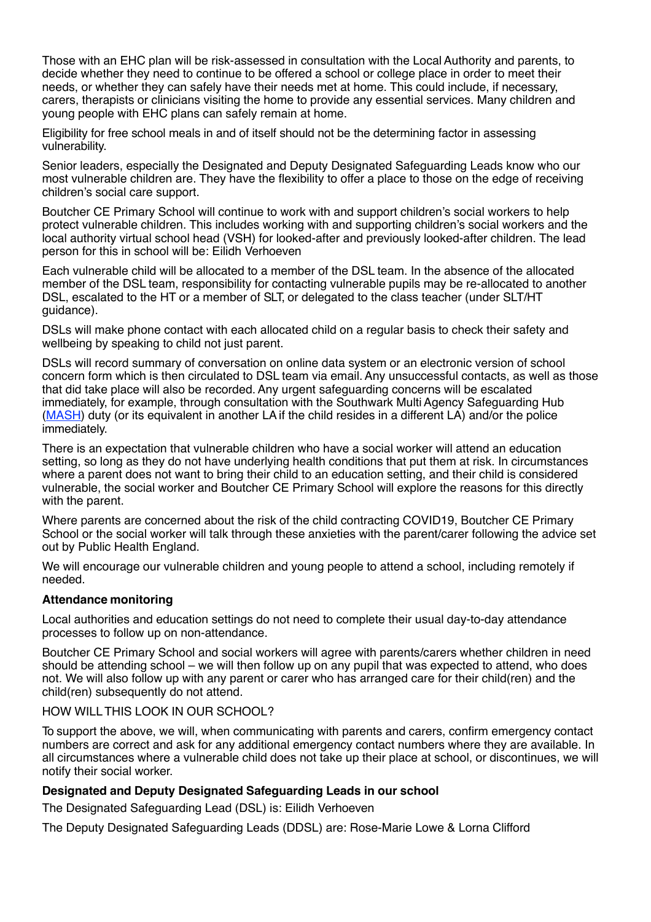Those with an EHC plan will be risk-assessed in consultation with the Local Authority and parents, to decide whether they need to continue to be offered a school or college place in order to meet their needs, or whether they can safely have their needs met at home. This could include, if necessary, carers, therapists or clinicians visiting the home to provide any essential services. Many children and young people with EHC plans can safely remain at home.

Eligibility for free school meals in and of itself should not be the determining factor in assessing vulnerability.

Senior leaders, especially the Designated and Deputy Designated Safeguarding Leads know who our most vulnerable children are. They have the flexibility to offer a place to those on the edge of receiving children's social care support.

Boutcher CE Primary School will continue to work with and support children's social workers to help protect vulnerable children. This includes working with and supporting children's social workers and the local authority virtual school head (VSH) for looked-after and previously looked-after children. The lead person for this in school will be: Eilidh Verhoeven

Each vulnerable child will be allocated to a member of the DSL team. In the absence of the allocated member of the DSL team, responsibility for contacting vulnerable pupils may be re-allocated to another DSL, escalated to the HT or a member of SLT, or delegated to the class teacher (under SLT/HT guidance).

DSLs will make phone contact with each allocated child on a regular basis to check their safety and wellbeing by speaking to child not just parent.

DSLs will record summary of conversation on online data system or an electronic version of school concern form which is then circulated to DSL team via email. Any unsuccessful contacts, as well as those that did take place will also be recorded. Any urgent safeguarding concerns will be escalated immediately, for example, through consultation with the Southwark Multi Agency Safeguarding Hub (MASH) duty (or its equivalent in another LA if the child resides in a different LA) and/or the police immediately.

There is an expectation that vulnerable children who have a social worker will attend an education setting, so long as they do not have underlying health conditions that put them at risk. In circumstances where a parent does not want to bring their child to an education setting, and their child is considered vulnerable, the social worker and Boutcher CE Primary School will explore the reasons for this directly with the parent.

Where parents are concerned about the risk of the child contracting COVID19, Boutcher CE Primary School or the social worker will talk through these anxieties with the parent/carer following the advice set out by Public Health England.

We will encourage our vulnerable children and young people to attend a school, including remotely if needed.

**Attendance monitoring**

Local authorities and education settings do not need to complete their usual day-to-day attendance processes to follow up on non-attendance.

Boutcher CE Primary School and social workers will agree with parents/carers whether children in need should be attending school – we will then follow up on any pupil that was expected to attend, who does not. We will also follow up with any parent or carer who has arranged care for their child(ren) and the child(ren) subsequently do not attend.

HOW WILL THIS LOOK IN OUR SCHOOL?

To support the above, we will, when communicating with parents and carers, confirm emergency contact numbers are correct and ask for any additional emergency contact numbers where they are available. In all circumstances where a vulnerable child does not take up their place at school, or discontinues, we will notify their social worker.

**Designated and Deputy Designated Safeguarding Leads in our school**

The Designated Safeguarding Lead (DSL) is: Eilidh Verhoeven

The Deputy Designated Safeguarding Leads (DDSL) are: Rose-Marie Lowe & Lorna Clifford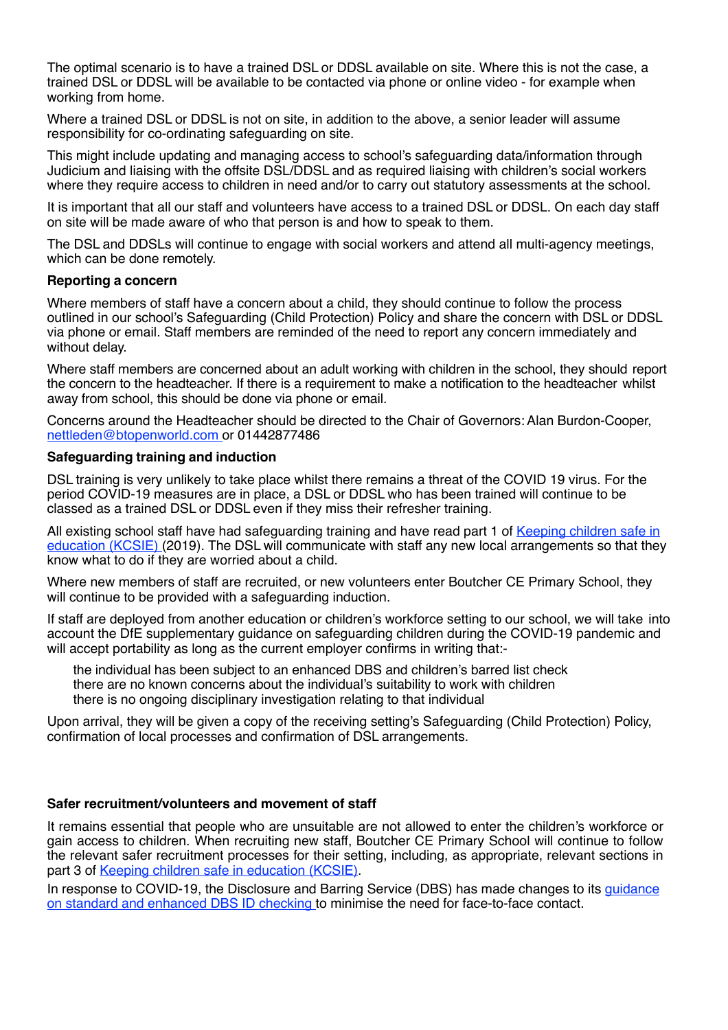The optimal scenario is to have a trained DSL or DDSL available on site. Where this is not the case, a trained DSL or DDSL will be available to be contacted via phone or online video - for example when working from home.

Where a trained DSL or DDSL is not on site, in addition to the above, a senior leader will assume responsibility for co-ordinating safeguarding on site.

This might include updating and managing access to school's safeguarding data/information through Judicium and liaising with the offsite DSL/DDSL and as required liaising with children's social workers where they require access to children in need and/or to carry out statutory assessments at the school.

It is important that all our staff and volunteers have access to a trained DSL or DDSL. On each day staff on site will be made aware of who that person is and how to speak to them.

The DSL and DDSLs will continue to engage with social workers and attend all multi-agency meetings, which can be done remotely.

**Reporting a concern**

Where members of staff have a concern about a child, they should continue to follow the process outlined in our school's Safeguarding (Child Protection) Policy and share the concern with DSL or DDSL via phone or email. Staff members are reminded of the need to report any concern immediately and without delay.

Where staff members are concerned about an adult working with children in the school, they should report the concern to the headteacher. If there is a requirement to make a notification to the headteacher whilst away from school, this should be done via phone or email.

Concerns around the Headteacher should be directed to the Chair of Governors: Alan Burdon-Cooper, [nettleden@btopenworld.com](mailto:nettleden@btopenworld.com) or 01442877486

**Safeguarding training and induction**

DSL training is very unlikely to take place whilst there remains a threat of the COVID 19 virus. For the period COVID-19 measures are in place, a DSL or DDSL who has been trained will continue to be classed as a trained DSL or DDSL even if they miss their refresher training.

All existing school staff have had safeguarding training and have read part 1 of [Keeping children safe in education (KCSIE)](#) (2019). The DSL will communicate with staff any new local arrangements so that they know what to do if they are worried about a child.

Where new members of staff are recruited, or new volunteers enter Boutcher CE Primary School, they will continue to be provided with a safeguarding induction.

If staff are deployed from another education or children's workforce setting to our school, we will take into account the DfE supplementary guidance on safeguarding children during the COVID-19 pandemic and will accept portability as long as the current employer confirms in writing that:-

- the individual has been subject to an enhanced DBS and children's barred list check
- there are no known concerns about the individual's suitability to work with children
- there is no ongoing disciplinary investigation relating to that individual

Upon arrival, they will be given a copy of the receiving setting's Safeguarding (Child Protection) Policy, confirmation of local processes and confirmation of DSL arrangements.

**Safer recruitment/volunteers and movement of staff**

It remains essential that people who are unsuitable are not allowed to enter the children's workforce or gain access to children. When recruiting new staff, Boutcher CE Primary School will continue to follow the relevant safer recruitment processes for their setting, including, as appropriate, relevant sections in part 3 of [Keeping children safe in education (KCSIE)](#).

In response to COVID-19, the Disclosure and Barring Service (DBS) has made changes to its [guidance on standard and enhanced DBS ID checking](#) to minimise the need for face-to-face contact.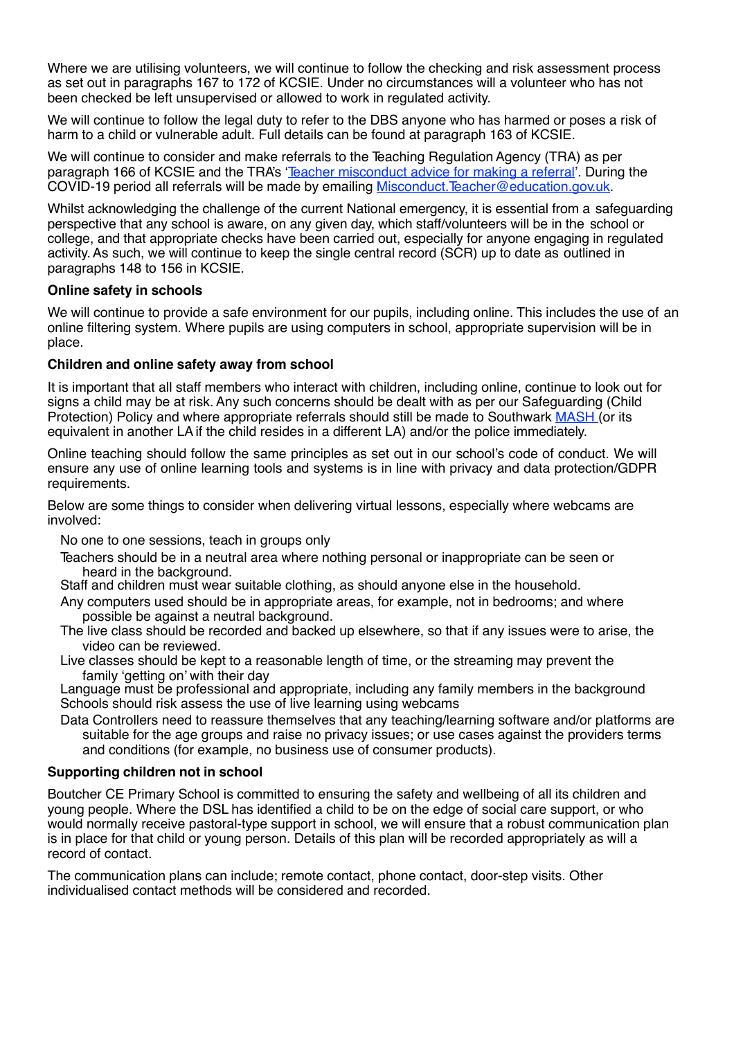Where we are utilising volunteers, we will continue to follow the checking and risk assessment process as set out in paragraphs 167 to 172 of KCSIE. Under no circumstances will a volunteer who has not been checked be left unsupervised or allowed to work in regulated activity.

We will continue to follow the legal duty to refer to the DBS anyone who has harmed or poses a risk of harm to a child or vulnerable adult. Full details can be found at paragraph 163 of KCSIE.

We will continue to consider and make referrals to the Teaching Regulation Agency (TRA) as per paragraph 166 of KCSIE and the TRA's '[Teacher misconduct advice for making a referral]'. During the COVID-19 period all referrals will be made by emailing Misconduct.Teacher@education.gov.uk.

Whilst acknowledging the challenge of the current National emergency, it is essential from a safeguarding perspective that any school is aware, on any given day, which staff/volunteers will be in the school or college, and that appropriate checks have been carried out, especially for anyone engaging in regulated activity. As such, we will continue to keep the single central record (SCR) up to date as outlined in paragraphs 148 to 156 in KCSIE.

**Online safety in schools**

We will continue to provide a safe environment for our pupils, including online. This includes the use of an online filtering system. Where pupils are using computers in school, appropriate supervision will be in place.

**Children and online safety away from school**

It is important that all staff members who interact with children, including online, continue to look out for signs a child may be at risk. Any such concerns should be dealt with as per our Safeguarding (Child Protection) Policy and where appropriate referrals should still be made to Southwark MASH (or its equivalent in another LA if the child resides in a different LA) and/or the police immediately.

Online teaching should follow the same principles as set out in our school's code of conduct. We will ensure any use of online learning tools and systems is in line with privacy and data protection/GDPR requirements.

Below are some things to consider when delivering virtual lessons, especially where webcams are involved:

- No one to one sessions, teach in groups only
- Teachers should be in a neutral area where nothing personal or inappropriate can be seen or heard in the background.
- Staff and children must wear suitable clothing, as should anyone else in the household.
- Any computers used should be in appropriate areas, for example, not in bedrooms; and where possible be against a neutral background.
- The live class should be recorded and backed up elsewhere, so that if any issues were to arise, the video can be reviewed.
- Live classes should be kept to a reasonable length of time, or the streaming may prevent the family 'getting on' with their day
- Language must be professional and appropriate, including any family members in the background
- Schools should risk assess the use of live learning using webcams
- Data Controllers need to reassure themselves that any teaching/learning software and/or platforms are suitable for the age groups and raise no privacy issues; or use cases against the providers terms and conditions (for example, no business use of consumer products).

**Supporting children not in school**

Boutcher CE Primary School is committed to ensuring the safety and wellbeing of all its children and young people. Where the DSL has identified a child to be on the edge of social care support, or who would normally receive pastoral-type support in school, we will ensure that a robust communication plan is in place for that child or young person. Details of this plan will be recorded appropriately as will a record of contact.

The communication plans can include; remote contact, phone contact, door-step visits. Other individualised contact methods will be considered and recorded.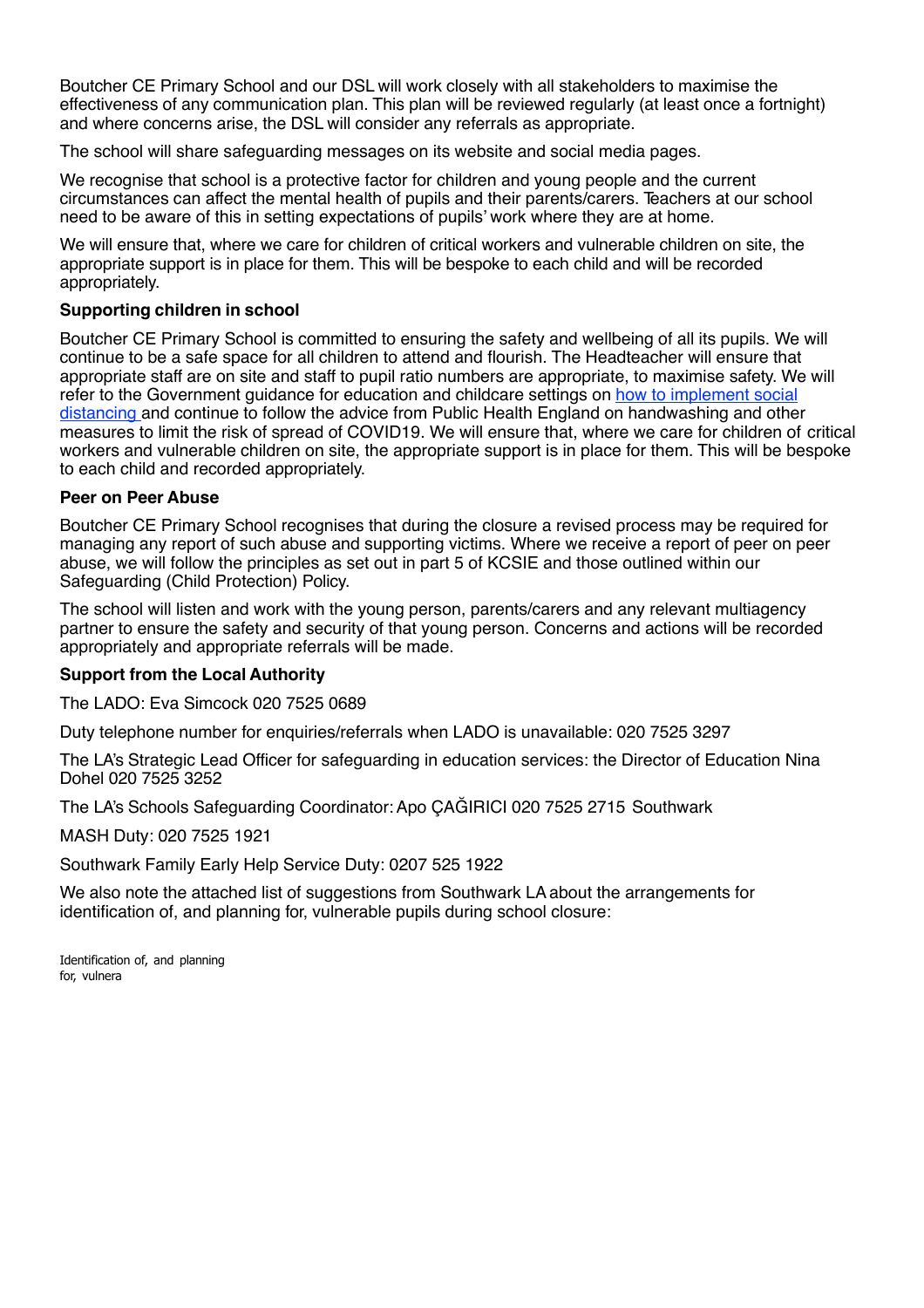Boutcher CE Primary School and our DSL will work closely with all stakeholders to maximise the effectiveness of any communication plan. This plan will be reviewed regularly (at least once a fortnight) and where concerns arise, the DSL will consider any referrals as appropriate.

The school will share safeguarding messages on its website and social media pages.

We recognise that school is a protective factor for children and young people and the current circumstances can affect the mental health of pupils and their parents/carers. Teachers at our school need to be aware of this in setting expectations of pupils' work where they are at home.

We will ensure that, where we care for children of critical workers and vulnerable children on site, the appropriate support is in place for them. This will be bespoke to each child and will be recorded appropriately.

**Supporting children in school**

Boutcher CE Primary School is committed to ensuring the safety and wellbeing of all its pupils. We will continue to be a safe space for all children to attend and flourish. The Headteacher will ensure that appropriate staff are on site and staff to pupil ratio numbers are appropriate, to maximise safety. We will refer to the Government guidance for education and childcare settings on how to implement social distancing and continue to follow the advice from Public Health England on handwashing and other measures to limit the risk of spread of COVID19. We will ensure that, where we care for children of critical workers and vulnerable children on site, the appropriate support is in place for them. This will be bespoke to each child and recorded appropriately.

**Peer on Peer Abuse**

Boutcher CE Primary School recognises that during the closure a revised process may be required for managing any report of such abuse and supporting victims. Where we receive a report of peer on peer abuse, we will follow the principles as set out in part 5 of KCSIE and those outlined within our Safeguarding (Child Protection) Policy.

The school will listen and work with the young person, parents/carers and any relevant multiagency partner to ensure the safety and security of that young person. Concerns and actions will be recorded appropriately and appropriate referrals will be made.

**Support from the Local Authority**

The LADO: Eva Simcock 020 7525 0689

Duty telephone number for enquiries/referrals when LADO is unavailable: 020 7525 3297

The LA's Strategic Lead Officer for safeguarding in education services: the Director of Education Nina Dohel 020 7525 3252

The LA's Schools Safeguarding Coordinator: Apo ÇAĞIRICI 020 7525 2715 Southwark

MASH Duty: 020 7525 1921

Southwark Family Early Help Service Duty: 0207 525 1922

We also note the attached list of suggestions from Southwark LA about the arrangements for identification of, and planning for, vulnerable pupils during school closure:

Identification of, and planning for, vulnera